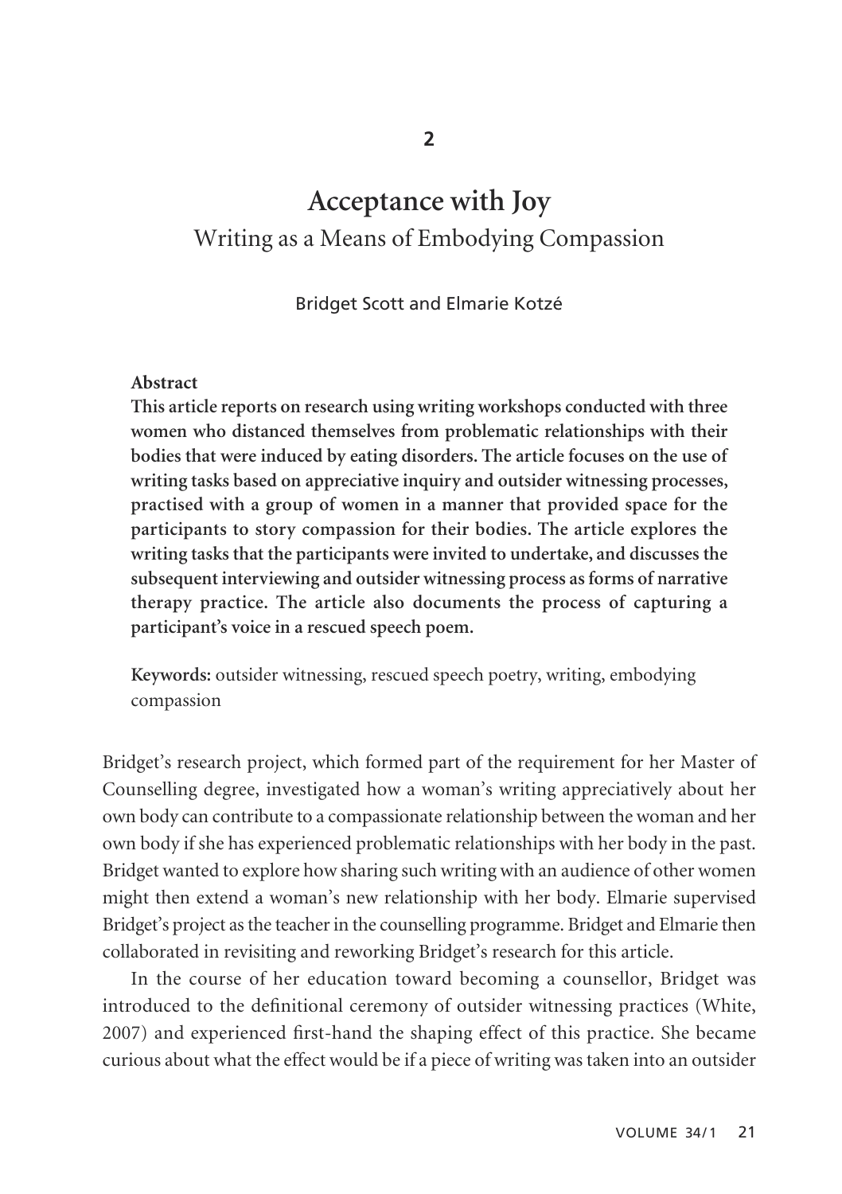# 2

# Acceptance with Joy

## Writing as a Means of Embodying Compassion

Bridget Scott and Elmarie Kotzé

**Abstract**

**This article reports on research using writing workshops conducted with three women who distanced themselves from problematic relationships with their bodies that were induced by eating disorders. The article focuses on the use of writing tasks based on appreciative inquiry and outsider witnessing processes, practised with a group of women in a manner that provided space for the participants to story compassion for their bodies. The article explores the writing tasks that the participants were invited to undertake, and discusses the subsequent interviewing and outsider witnessing process as forms of narrative therapy practice. The article also documents the process of capturing a participant's voice in a rescued speech poem.**

**Keywords:** outsider witnessing, rescued speech poetry, writing, embodying compassion

Bridget's research project, which formed part of the requirement for her Master of Counselling degree, investigated how a woman's writing appreciatively about her own body can contribute to a compassionate relationship between the woman and her own body if she has experienced problematic relationships with her body in the past. Bridget wanted to explore how sharing such writing with an audience of other women might then extend a woman's new relationship with her body. Elmarie supervised Bridget's project as the teacher in the counselling programme. Bridget and Elmarie then collaborated in revisiting and reworking Bridget's research for this article.

In the course of her education toward becoming a counsellor, Bridget was introduced to the definitional ceremony of outsider witnessing practices (White, 2007) and experienced first-hand the shaping effect of this practice. She became curious about what the effect would be if a piece of writing was taken into an outsider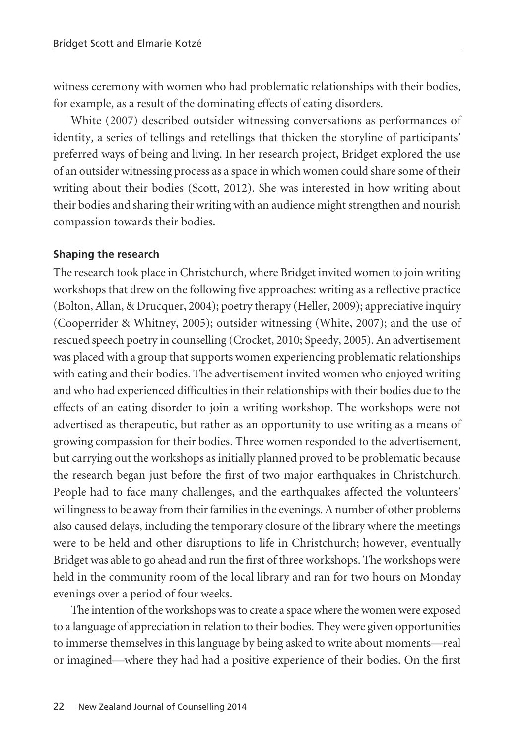witness ceremony with women who had problematic relationships with their bodies, for example, as a result of the dominating effects of eating disorders.

White (2007) described outsider witnessing conversations as performances of identity, a series of tellings and retellings that thicken the storyline of participants' preferred ways of being and living. In her research project, Bridget explored the use of an outsider witnessing process as a space in which women could share some of their writing about their bodies (Scott, 2012). She was interested in how writing about their bodies and sharing their writing with an audience might strengthen and nourish compassion towards their bodies.

### Shaping the research

The research took place in Christchurch, where Bridget invited women to join writing workshops that drew on the following five approaches: writing as a reflective practice (Bolton, Allan, & Drucquer, 2004); poetry therapy (Heller, 2009); appreciative inquiry (Cooperrider & Whitney, 2005); outsider witnessing (White, 2007); and the use of rescued speech poetry in counselling (Crocket, 2010; Speedy, 2005). An advertisement was placed with a group that supports women experiencing problematic relationships with eating and their bodies. The advertisement invited women who enjoyed writing and who had experienced difficulties in their relationships with their bodies due to the effects of an eating disorder to join a writing workshop. The workshops were not advertised as therapeutic, but rather as an opportunity to use writing as a means of growing compassion for their bodies. Three women responded to the advertisement, but carrying out the workshops as initially planned proved to be problematic because the research began just before the first of two major earthquakes in Christchurch. People had to face many challenges, and the earthquakes affected the volunteers' willingness to be away from their families in the evenings. A number of other problems also caused delays, including the temporary closure of the library where the meetings were to be held and other disruptions to life in Christchurch; however, eventually Bridget was able to go ahead and run the first of three workshops. The workshops were held in the community room of the local library and ran for two hours on Monday evenings over a period of four weeks.

The intention of the workshops was to create a space where the women were exposed to a language of appreciation in relation to their bodies. They were given opportunities to immerse themselves in this language by being asked to write about moments—real or imagined—where they had had a positive experience of their bodies. On the first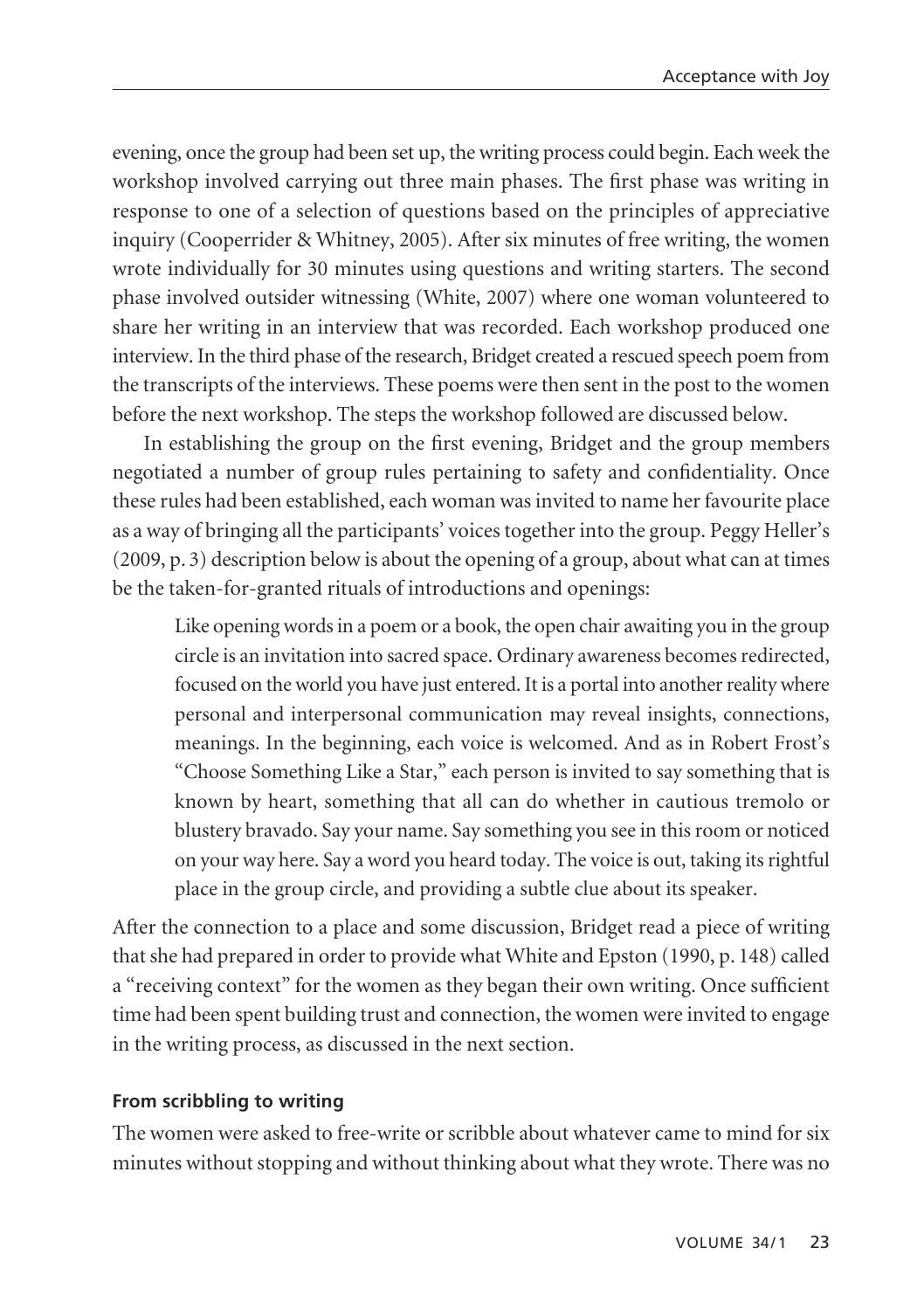evening, once the group had been set up, the writing process could begin. Each week the workshop involved carrying out three main phases. The first phase was writing in response to one of a selection of questions based on the principles of appreciative inquiry (Cooperrider & Whitney, 2005). After six minutes of free writing, the women wrote individually for 30 minutes using questions and writing starters. The second phase involved outsider witnessing (White, 2007) where one woman volunteered to share her writing in an interview that was recorded. Each workshop produced one interview. In the third phase of the research, Bridget created a rescued speech poem from the transcripts of the interviews. These poems were then sent in the post to the women before the next workshop. The steps the workshop followed are discussed below.

In establishing the group on the first evening, Bridget and the group members negotiated a number of group rules pertaining to safety and confidentiality. Once these rules had been established, each woman was invited to name her favourite place as a way of bringing all the participants' voices together into the group. Peggy Heller's (2009, p. 3) description below is about the opening of a group, about what can at times be the taken-for-granted rituals of introductions and openings:

> Like opening words in a poem or a book, the open chair awaiting you in the group circle is an invitation into sacred space. Ordinary awareness becomes redirected, focused on the world you have just entered. It is a portal into another reality where personal and interpersonal communication may reveal insights, connections, meanings. In the beginning, each voice is welcomed. And as in Robert Frost's "Choose Something Like a Star," each person is invited to say something that is known by heart, something that all can do whether in cautious tremolo or blustery bravado. Say your name. Say something you see in this room or noticed on your way here. Say a word you heard today. The voice is out, taking its rightful place in the group circle, and providing a subtle clue about its speaker.

After the connection to a place and some discussion, Bridget read a piece of writing that she had prepared in order to provide what White and Epston (1990, p. 148) called a "receiving context" for the women as they began their own writing. Once sufficient time had been spent building trust and connection, the women were invited to engage in the writing process, as discussed in the next section.

#### From scribbling to writing

The women were asked to free-write or scribble about whatever came to mind for six minutes without stopping and without thinking about what they wrote. There was no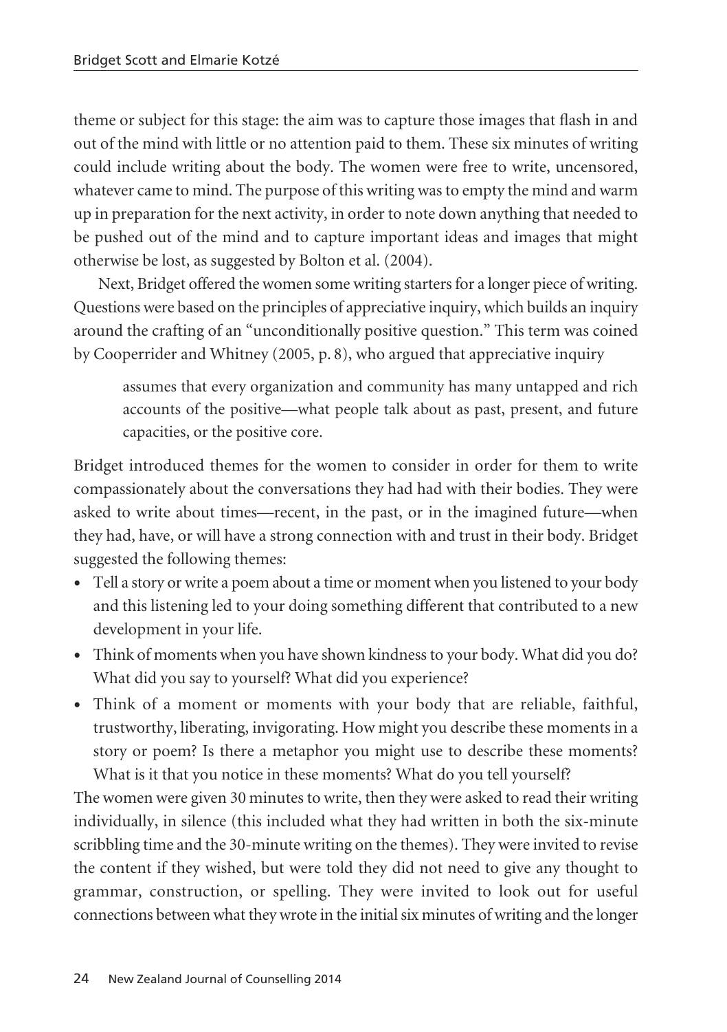theme or subject for this stage: the aim was to capture those images that flash in and out of the mind with little or no attention paid to them. These six minutes of writing could include writing about the body. The women were free to write, uncensored, whatever came to mind. The purpose of this writing was to empty the mind and warm up in preparation for the next activity, in order to note down anything that needed to be pushed out of the mind and to capture important ideas and images that might otherwise be lost, as suggested by Bolton et al. (2004).

Next, Bridget offered the women some writing starters for a longer piece of writing. Questions were based on the principles of appreciative inquiry, which builds an inquiry around the crafting of an "unconditionally positive question." This term was coined by Cooperrider and Whitney (2005, p. 8), who argued that appreciative inquiry

> assumes that every organization and community has many untapped and rich accounts of the positive—what people talk about as past, present, and future capacities, or the positive core.

Bridget introduced themes for the women to consider in order for them to write compassionately about the conversations they had had with their bodies. They were asked to write about times—recent, in the past, or in the imagined future—when they had, have, or will have a strong connection with and trust in their body. Bridget suggested the following themes:

- Tell a story or write a poem about a time or moment when you listened to your body and this listening led to your doing something different that contributed to a new development in your life.
- Think of moments when you have shown kindness to your body. What did you do? What did you say to yourself? What did you experience?
- Think of a moment or moments with your body that are reliable, faithful, trustworthy, liberating, invigorating. How might you describe these moments in a story or poem? Is there a metaphor you might use to describe these moments? What is it that you notice in these moments? What do you tell yourself?

The women were given 30 minutes to write, then they were asked to read their writing individually, in silence (this included what they had written in both the six-minute scribbling time and the 30-minute writing on the themes). They were invited to revise the content if they wished, but were told they did not need to give any thought to grammar, construction, or spelling. They were invited to look out for useful connections between what they wrote in the initial six minutes of writing and the longer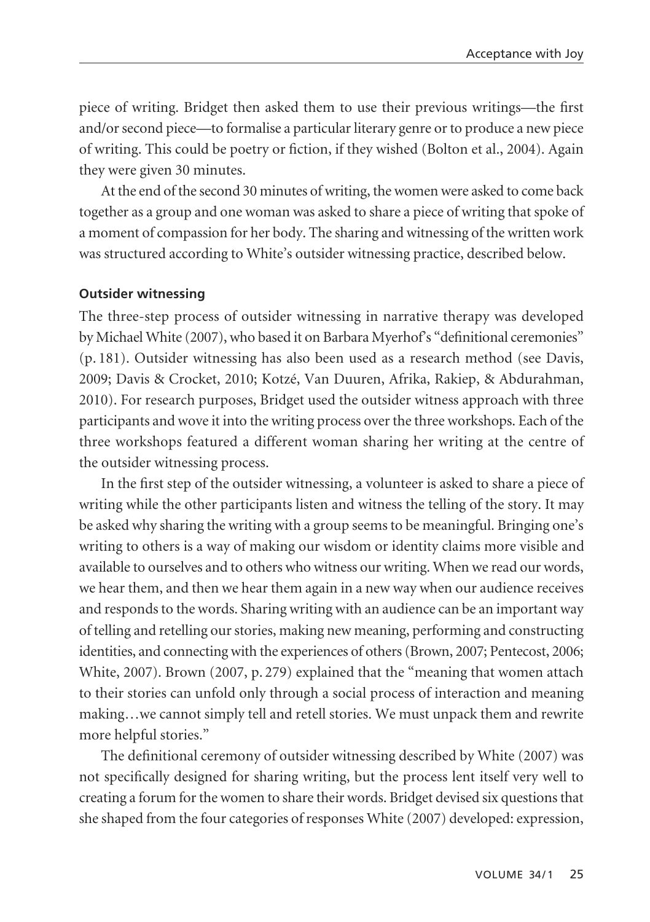piece of writing. Bridget then asked them to use their previous writings—the first and/or second piece—to formalise a particular literary genre or to produce a new piece of writing. This could be poetry or fiction, if they wished (Bolton et al., 2004). Again they were given 30 minutes.

At the end of the second 30 minutes of writing, the women were asked to come back together as a group and one woman was asked to share a piece of writing that spoke of a moment of compassion for her body. The sharing and witnessing of the written work was structured according to White's outsider witnessing practice, described below.

#### Outsider witnessing

The three-step process of outsider witnessing in narrative therapy was developed by Michael White (2007), who based it on Barbara Myerhof's "definitional ceremonies" (p. 181). Outsider witnessing has also been used as a research method (see Davis, 2009; Davis & Crocket, 2010; Kotzé, Van Duuren, Afrika, Rakiep, & Abdurahman, 2010). For research purposes, Bridget used the outsider witness approach with three participants and wove it into the writing process over the three workshops. Each of the three workshops featured a different woman sharing her writing at the centre of the outsider witnessing process.

In the first step of the outsider witnessing, a volunteer is asked to share a piece of writing while the other participants listen and witness the telling of the story. It may be asked why sharing the writing with a group seems to be meaningful. Bringing one's writing to others is a way of making our wisdom or identity claims more visible and available to ourselves and to others who witness our writing. When we read our words, we hear them, and then we hear them again in a new way when our audience receives and responds to the words. Sharing writing with an audience can be an important way of telling and retelling our stories, making new meaning, performing and constructing identities, and connecting with the experiences of others (Brown, 2007; Pentecost, 2006; White, 2007). Brown (2007, p. 279) explained that the "meaning that women attach to their stories can unfold only through a social process of interaction and meaning making…we cannot simply tell and retell stories. We must unpack them and rewrite more helpful stories."

The definitional ceremony of outsider witnessing described by White (2007) was not specifically designed for sharing writing, but the process lent itself very well to creating a forum for the women to share their words. Bridget devised six questions that she shaped from the four categories of responses White (2007) developed: expression,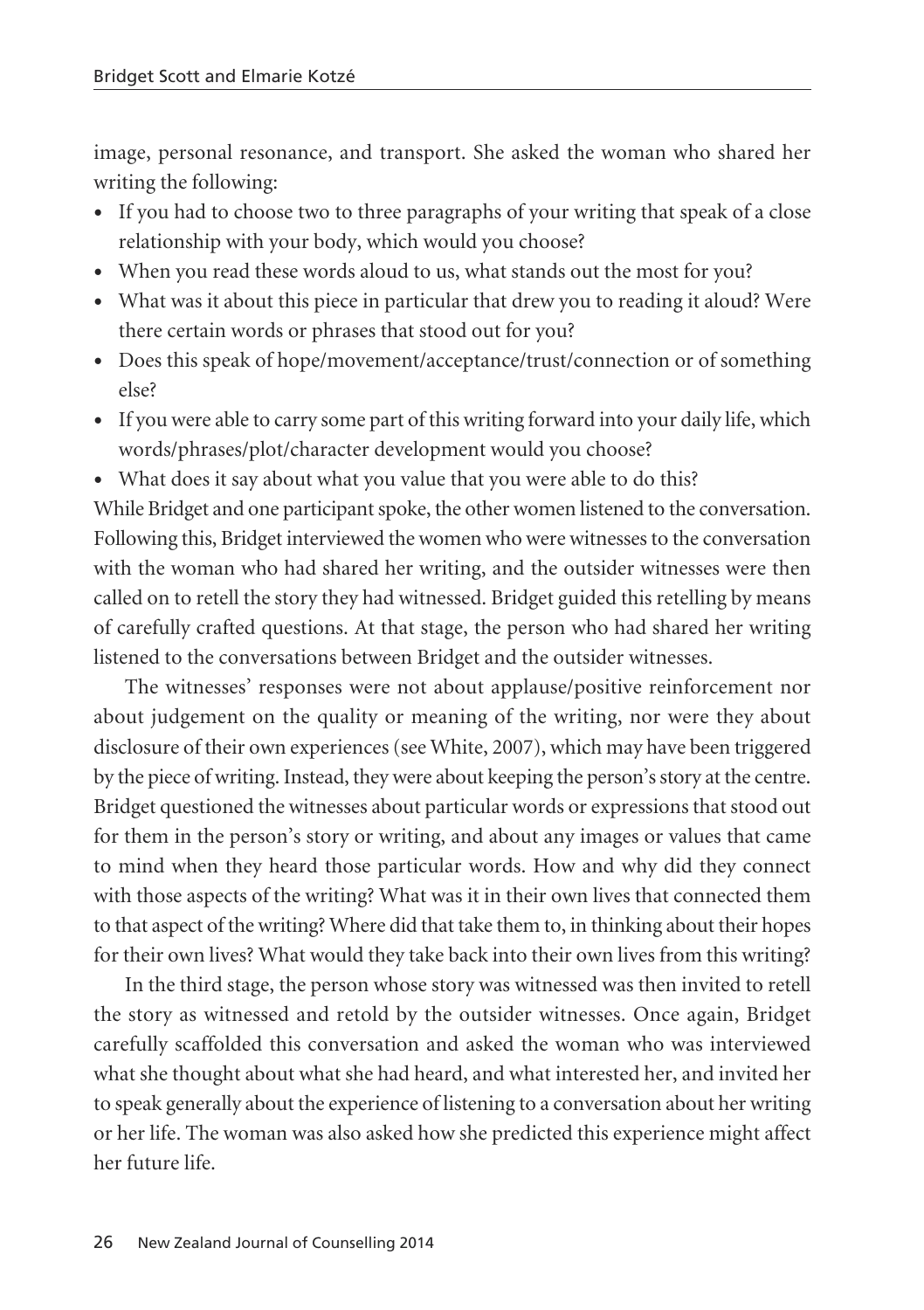image, personal resonance, and transport. She asked the woman who shared her writing the following:

- If you had to choose two to three paragraphs of your writing that speak of a close relationship with your body, which would you choose?
- When you read these words aloud to us, what stands out the most for you?
- What was it about this piece in particular that drew you to reading it aloud? Were there certain words or phrases that stood out for you?
- Does this speak of hope/movement/acceptance/trust/connection or of something else?
- If you were able to carry some part of this writing forward into your daily life, which words/phrases/plot/character development would you choose?
- What does it say about what you value that you were able to do this?

While Bridget and one participant spoke, the other women listened to the conversation. Following this, Bridget interviewed the women who were witnesses to the conversation with the woman who had shared her writing, and the outsider witnesses were then called on to retell the story they had witnessed. Bridget guided this retelling by means of carefully crafted questions. At that stage, the person who had shared her writing listened to the conversations between Bridget and the outsider witnesses.

The witnesses' responses were not about applause/positive reinforcement nor about judgement on the quality or meaning of the writing, nor were they about disclosure of their own experiences (see White, 2007), which may have been triggered by the piece of writing. Instead, they were about keeping the person's story at the centre. Bridget questioned the witnesses about particular words or expressions that stood out for them in the person's story or writing, and about any images or values that came to mind when they heard those particular words. How and why did they connect with those aspects of the writing? What was it in their own lives that connected them to that aspect of the writing? Where did that take them to, in thinking about their hopes for their own lives? What would they take back into their own lives from this writing?

In the third stage, the person whose story was witnessed was then invited to retell the story as witnessed and retold by the outsider witnesses. Once again, Bridget carefully scaffolded this conversation and asked the woman who was interviewed what she thought about what she had heard, and what interested her, and invited her to speak generally about the experience of listening to a conversation about her writing or her life. The woman was also asked how she predicted this experience might affect her future life.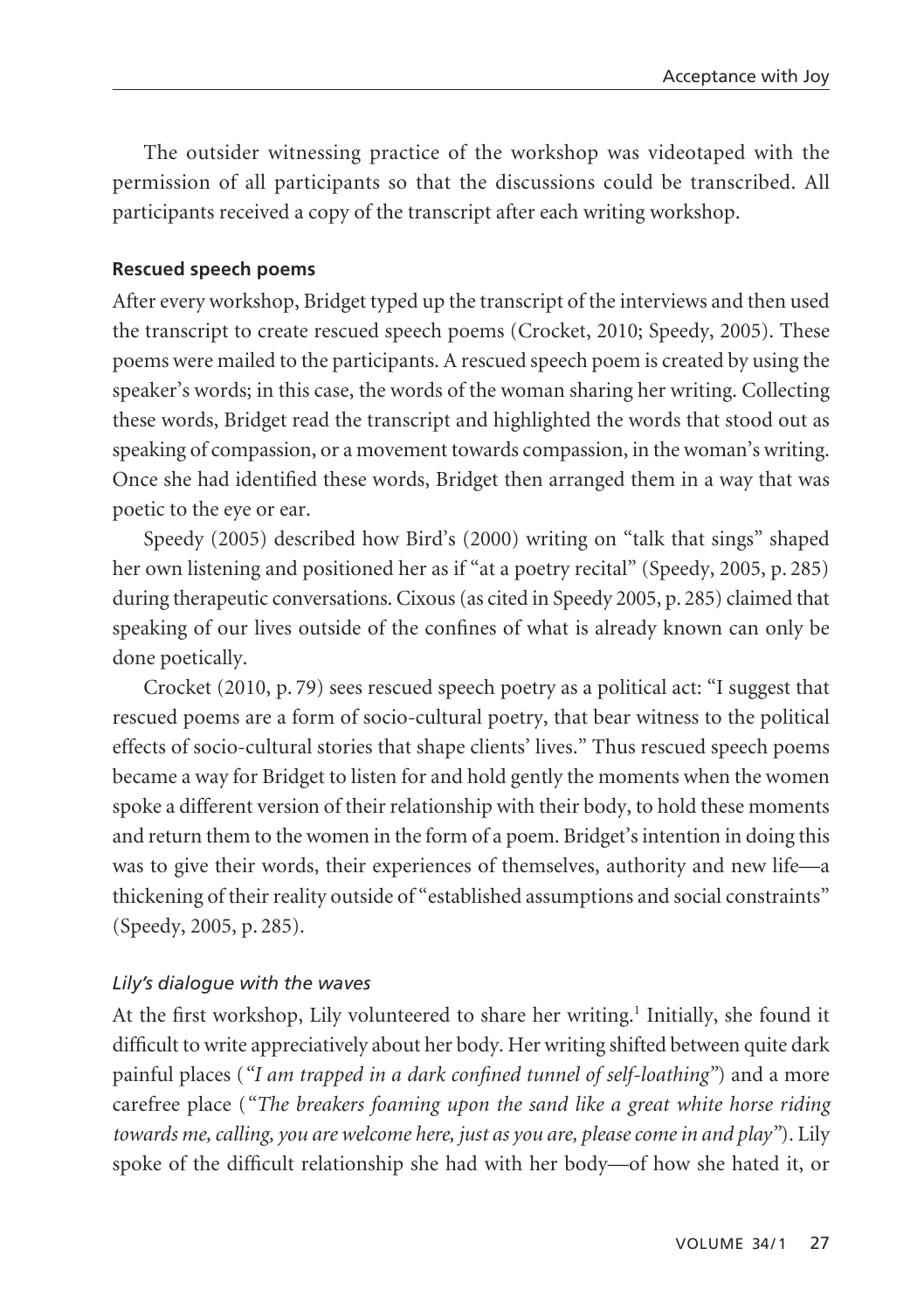The outsider witnessing practice of the workshop was videotaped with the permission of all participants so that the discussions could be transcribed. All participants received a copy of the transcript after each writing workshop.

### Rescued speech poems

After every workshop, Bridget typed up the transcript of the interviews and then used the transcript to create rescued speech poems (Crocket, 2010; Speedy, 2005). These poems were mailed to the participants. A rescued speech poem is created by using the speaker's words; in this case, the words of the woman sharing her writing. Collecting these words, Bridget read the transcript and highlighted the words that stood out as speaking of compassion, or a movement towards compassion, in the woman's writing. Once she had identified these words, Bridget then arranged them in a way that was poetic to the eye or ear.

Speedy (2005) described how Bird's (2000) writing on "talk that sings" shaped her own listening and positioned her as if "at a poetry recital" (Speedy, 2005, p. 285) during therapeutic conversations. Cixous (as cited in Speedy 2005, p. 285) claimed that speaking of our lives outside of the confines of what is already known can only be done poetically.

Crocket (2010, p. 79) sees rescued speech poetry as a political act: "I suggest that rescued poems are a form of socio-cultural poetry, that bear witness to the political effects of socio-cultural stories that shape clients' lives." Thus rescued speech poems became a way for Bridget to listen for and hold gently the moments when the women spoke a different version of their relationship with their body, to hold these moments and return them to the women in the form of a poem. Bridget's intention in doing this was to give their words, their experiences of themselves, authority and new life—a thickening of their reality outside of "established assumptions and social constraints" (Speedy, 2005, p. 285).

#### *Lily's dialogue with the waves*

At the first workshop, Lily volunteered to share her writing.[1] Initially, she found it difficult to write appreciatively about her body. Her writing shifted between quite dark painful places ("*I am trapped in a dark confined tunnel of self-loathing*") and a more carefree place ("*The breakers foaming upon the sand like a great white horse riding towards me, calling, you are welcome here, just as you are, please come in and play*"). Lily spoke of the difficult relationship she had with her body—of how she hated it, or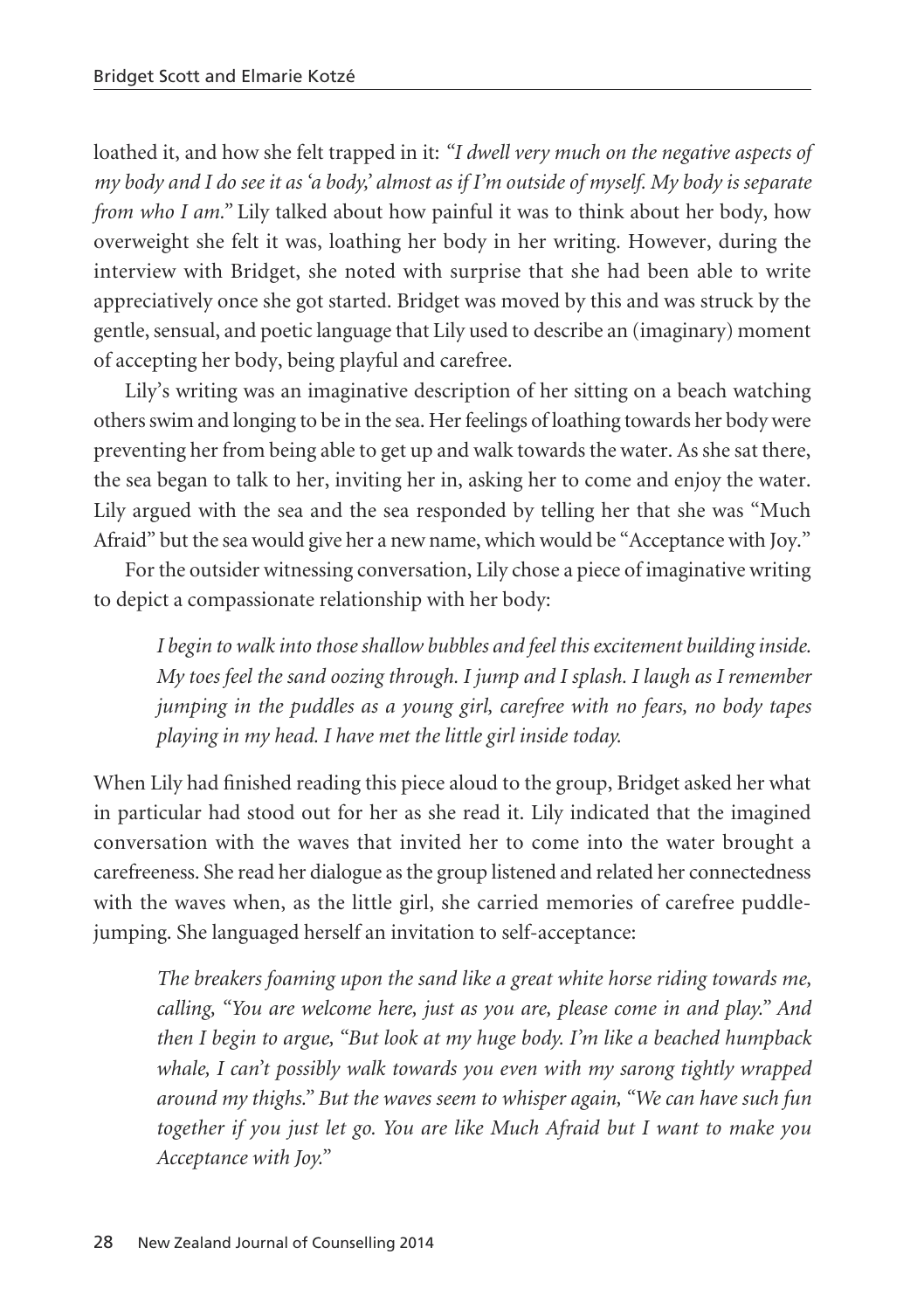loathed it, and how she felt trapped in it: *"I dwell very much on the negative aspects of my body and I do see it as 'a body,' almost as if I'm outside of myself. My body is separate from who I am."* Lily talked about how painful it was to think about her body, how overweight she felt it was, loathing her body in her writing. However, during the interview with Bridget, she noted with surprise that she had been able to write appreciatively once she got started. Bridget was moved by this and was struck by the gentle, sensual, and poetic language that Lily used to describe an (imaginary) moment of accepting her body, being playful and carefree.

Lily's writing was an imaginative description of her sitting on a beach watching others swim and longing to be in the sea. Her feelings of loathing towards her body were preventing her from being able to get up and walk towards the water. As she sat there, the sea began to talk to her, inviting her in, asking her to come and enjoy the water. Lily argued with the sea and the sea responded by telling her that she was "Much Afraid" but the sea would give her a new name, which would be "Acceptance with Joy."

For the outsider witnessing conversation, Lily chose a piece of imaginative writing to depict a compassionate relationship with her body:

> *I begin to walk into those shallow bubbles and feel this excitement building inside. My toes feel the sand oozing through. I jump and I splash. I laugh as I remember jumping in the puddles as a young girl, carefree with no fears, no body tapes playing in my head. I have met the little girl inside today.*

When Lily had finished reading this piece aloud to the group, Bridget asked her what in particular had stood out for her as she read it. Lily indicated that the imagined conversation with the waves that invited her to come into the water brought a carefreeness. She read her dialogue as the group listened and related her connectedness with the waves when, as the little girl, she carried memories of carefree puddle-jumping. She languaged herself an invitation to self-acceptance:

> *The breakers foaming upon the sand like a great white horse riding towards me, calling, "You are welcome here, just as you are, please come in and play." And then I begin to argue, "But look at my huge body. I'm like a beached humpback whale, I can't possibly walk towards you even with my sarong tightly wrapped around my thighs." But the waves seem to whisper again, "We can have such fun together if you just let go. You are like Much Afraid but I want to make you Acceptance with Joy."*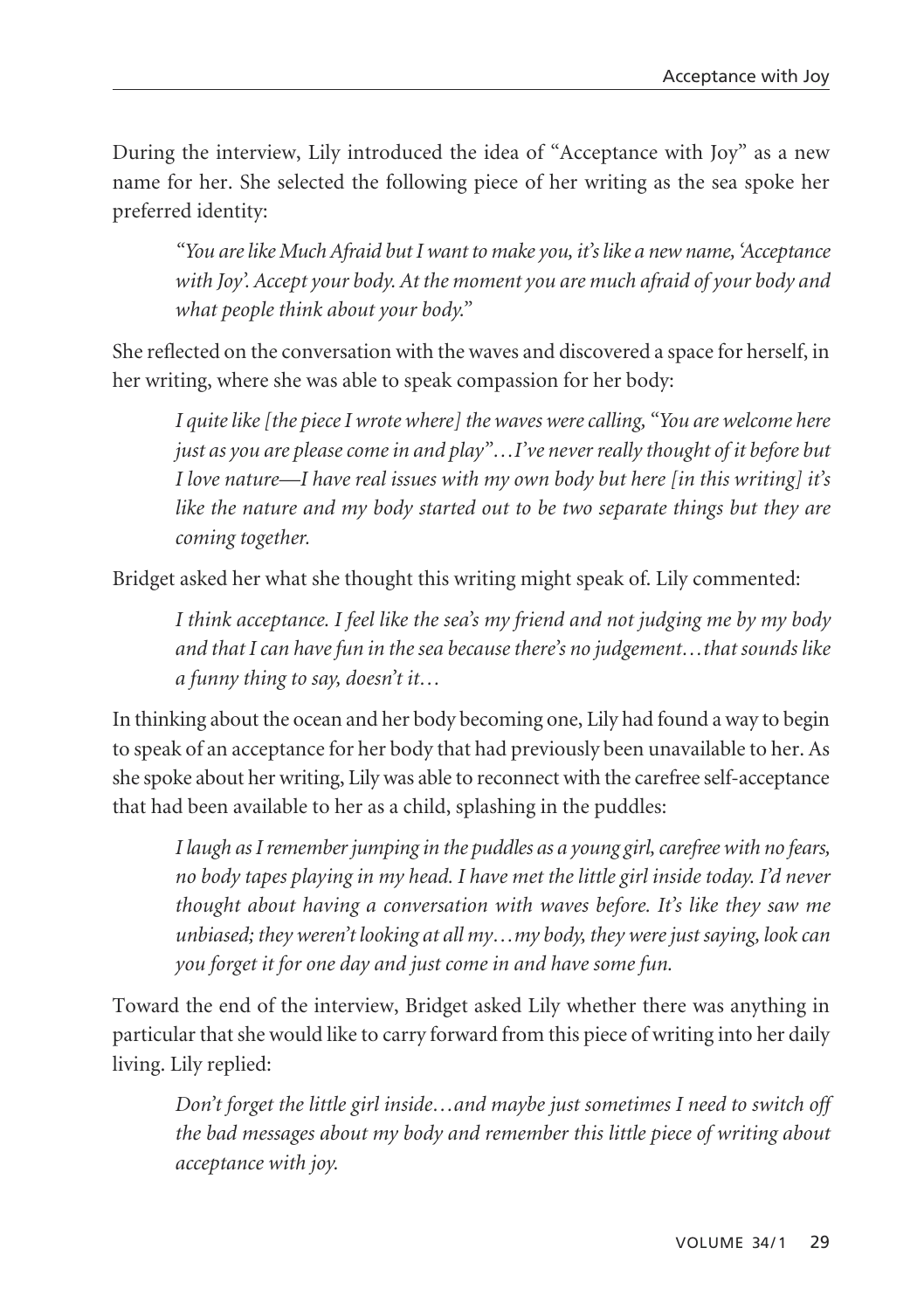During the interview, Lily introduced the idea of "Acceptance with Joy" as a new name for her. She selected the following piece of her writing as the sea spoke her preferred identity:

> *"You are like Much Afraid but I want to make you, it's like a new name, 'Acceptance with Joy'. Accept your body. At the moment you are much afraid of your body and what people think about your body."*

She reflected on the conversation with the waves and discovered a space for herself, in her writing, where she was able to speak compassion for her body:

> *I quite like [the piece I wrote where] the waves were calling, "You are welcome here just as you are please come in and play"…I've never really thought of it before but I love nature—I have real issues with my own body but here [in this writing] it's like the nature and my body started out to be two separate things but they are coming together.*

Bridget asked her what she thought this writing might speak of. Lily commented:

> *I think acceptance. I feel like the sea's my friend and not judging me by my body and that I can have fun in the sea because there's no judgement…that sounds like a funny thing to say, doesn't it…*

In thinking about the ocean and her body becoming one, Lily had found a way to begin to speak of an acceptance for her body that had previously been unavailable to her. As she spoke about her writing, Lily was able to reconnect with the carefree self-acceptance that had been available to her as a child, splashing in the puddles:

> *I laugh as I remember jumping in the puddles as a young girl, carefree with no fears, no body tapes playing in my head. I have met the little girl inside today. I'd never thought about having a conversation with waves before. It's like they saw me unbiased; they weren't looking at all my…my body, they were just saying, look can you forget it for one day and just come in and have some fun.*

Toward the end of the interview, Bridget asked Lily whether there was anything in particular that she would like to carry forward from this piece of writing into her daily living. Lily replied:

> *Don't forget the little girl inside…and maybe just sometimes I need to switch off the bad messages about my body and remember this little piece of writing about acceptance with joy.*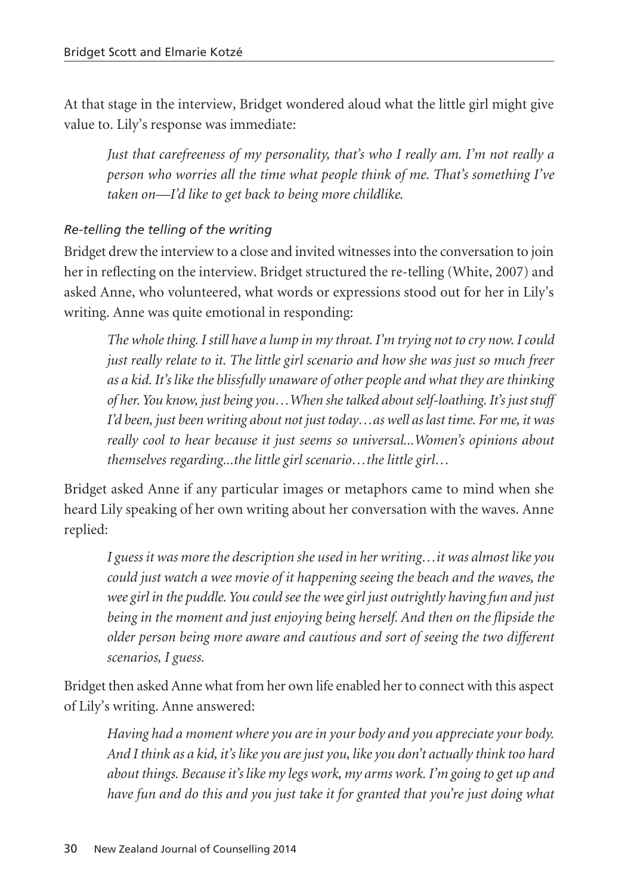At that stage in the interview, Bridget wondered aloud what the little girl might give value to. Lily's response was immediate:

> *Just that carefreeness of my personality, that's who I really am. I'm not really a person who worries all the time what people think of me. That's something I've taken on—I'd like to get back to being more childlike.*

### *Re-telling the telling of the writing*

Bridget drew the interview to a close and invited witnesses into the conversation to join her in reflecting on the interview. Bridget structured the re-telling (White, 2007) and asked Anne, who volunteered, what words or expressions stood out for her in Lily's writing. Anne was quite emotional in responding:

> *The whole thing. I still have a lump in my throat. I'm trying not to cry now. I could just really relate to it. The little girl scenario and how she was just so much freer as a kid. It's like the blissfully unaware of other people and what they are thinking of her. You know, just being you…When she talked about self-loathing. It's just stuff I'd been, just been writing about not just today…as well as last time. For me, it was really cool to hear because it just seems so universal...Women's opinions about themselves regarding...the little girl scenario…the little girl…*

Bridget asked Anne if any particular images or metaphors came to mind when she heard Lily speaking of her own writing about her conversation with the waves. Anne replied:

> *I guess it was more the description she used in her writing…it was almost like you could just watch a wee movie of it happening seeing the beach and the waves, the wee girl in the puddle. You could see the wee girl just outrightly having fun and just being in the moment and just enjoying being herself. And then on the flipside the older person being more aware and cautious and sort of seeing the two different scenarios, I guess.*

Bridget then asked Anne what from her own life enabled her to connect with this aspect of Lily's writing. Anne answered:

> *Having had a moment where you are in your body and you appreciate your body. And I think as a kid, it's like you are just you, like you don't actually think too hard about things. Because it's like my legs work, my arms work. I'm going to get up and have fun and do this and you just take it for granted that you're just doing what*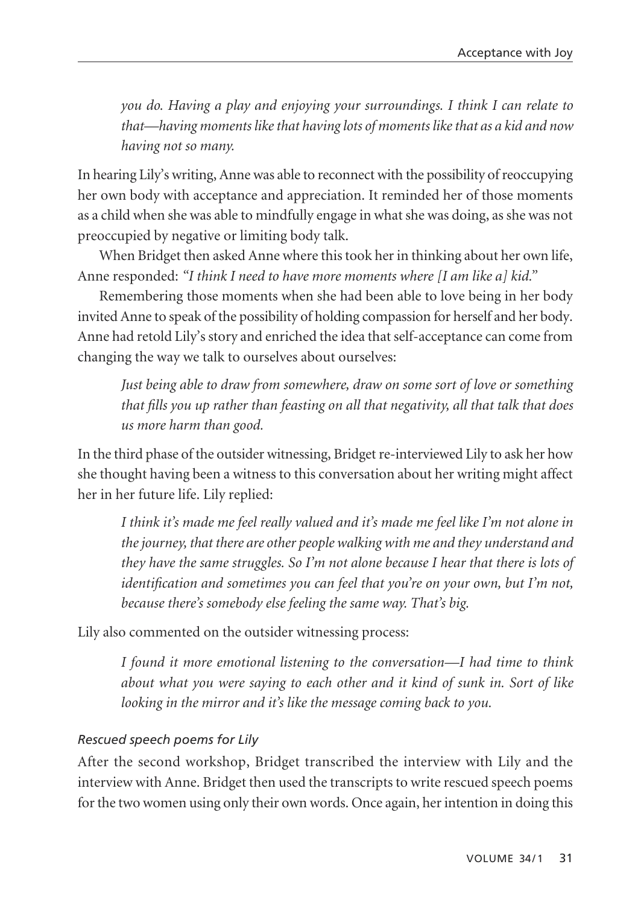*you do. Having a play and enjoying your surroundings. I think I can relate to that—having moments like that having lots of moments like that as a kid and now having not so many.*

In hearing Lily's writing, Anne was able to reconnect with the possibility of reoccupying her own body with acceptance and appreciation. It reminded her of those moments as a child when she was able to mindfully engage in what she was doing, as she was not preoccupied by negative or limiting body talk.

When Bridget then asked Anne where this took her in thinking about her own life, Anne responded: *"I think I need to have more moments where [I am like a] kid."*

Remembering those moments when she had been able to love being in her body invited Anne to speak of the possibility of holding compassion for herself and her body. Anne had retold Lily's story and enriched the idea that self-acceptance can come from changing the way we talk to ourselves about ourselves:

> *Just being able to draw from somewhere, draw on some sort of love or something that fills you up rather than feasting on all that negativity, all that talk that does us more harm than good.*

In the third phase of the outsider witnessing, Bridget re-interviewed Lily to ask her how she thought having been a witness to this conversation about her writing might affect her in her future life. Lily replied:

> *I think it's made me feel really valued and it's made me feel like I'm not alone in the journey, that there are other people walking with me and they understand and they have the same struggles. So I'm not alone because I hear that there is lots of identification and sometimes you can feel that you're on your own, but I'm not, because there's somebody else feeling the same way. That's big.*

Lily also commented on the outsider witnessing process:

> *I found it more emotional listening to the conversation—I had time to think about what you were saying to each other and it kind of sunk in. Sort of like looking in the mirror and it's like the message coming back to you.*

#### *Rescued speech poems for Lily*

After the second workshop, Bridget transcribed the interview with Lily and the interview with Anne. Bridget then used the transcripts to write rescued speech poems for the two women using only their own words. Once again, her intention in doing this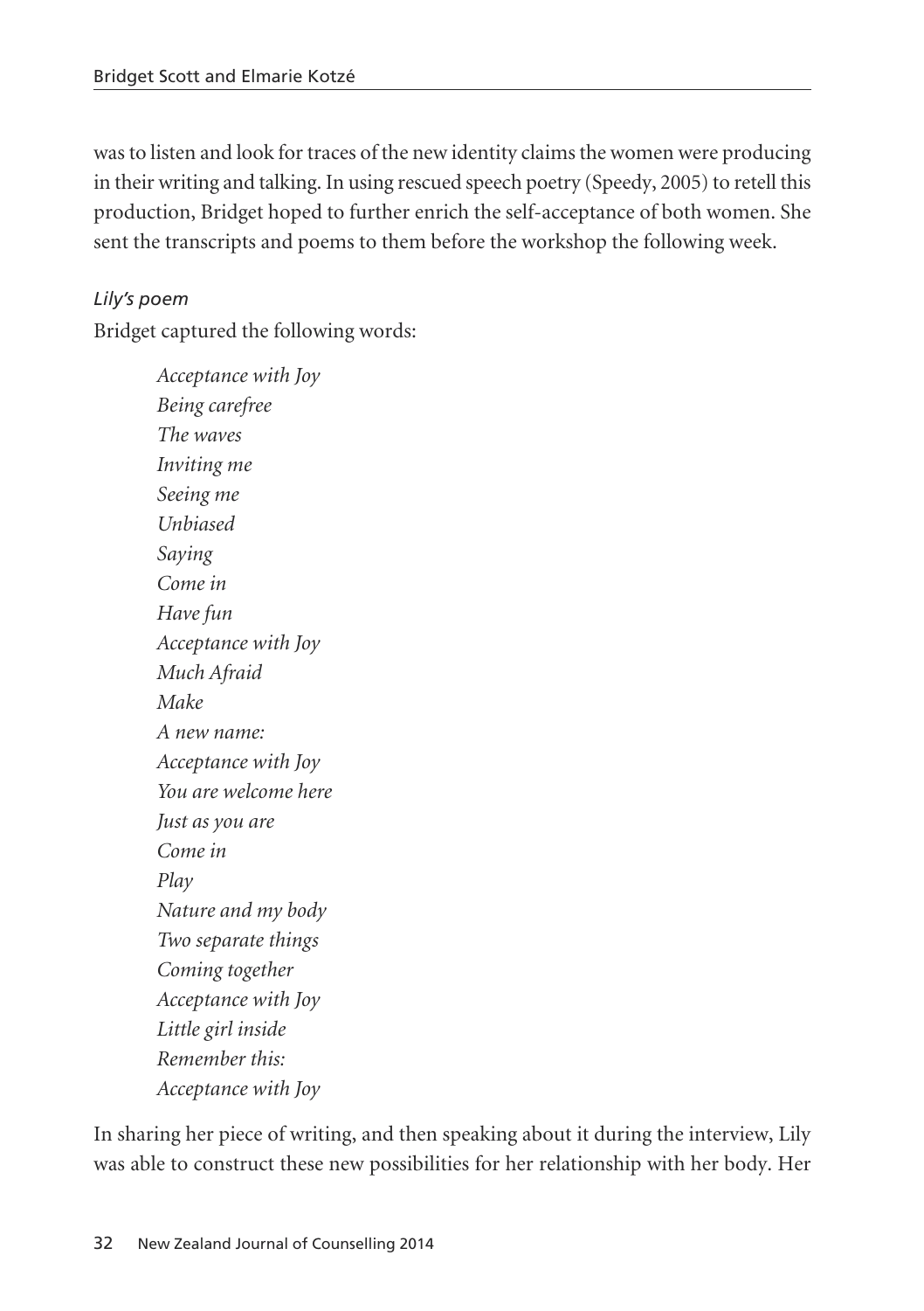was to listen and look for traces of the new identity claims the women were producing in their writing and talking. In using rescued speech poetry (Speedy, 2005) to retell this production, Bridget hoped to further enrich the self-acceptance of both women. She sent the transcripts and poems to them before the workshop the following week.

*Lily's poem*

Bridget captured the following words:

> *Acceptance with Joy*
> *Being carefree*
> *The waves*
> *Inviting me*
> *Seeing me*
> *Unbiased*
> *Saying*
> *Come in*
> *Have fun*
> *Acceptance with Joy*
> *Much Afraid*
> *Make*
> *A new name:*
> *Acceptance with Joy*
> *You are welcome here*
> *Just as you are*
> *Come in*
> *Play*
> *Nature and my body*
> *Two separate things*
> *Coming together*
> *Acceptance with Joy*
> *Little girl inside*
> *Remember this:*
> *Acceptance with Joy*

In sharing her piece of writing, and then speaking about it during the interview, Lily was able to construct these new possibilities for her relationship with her body. Her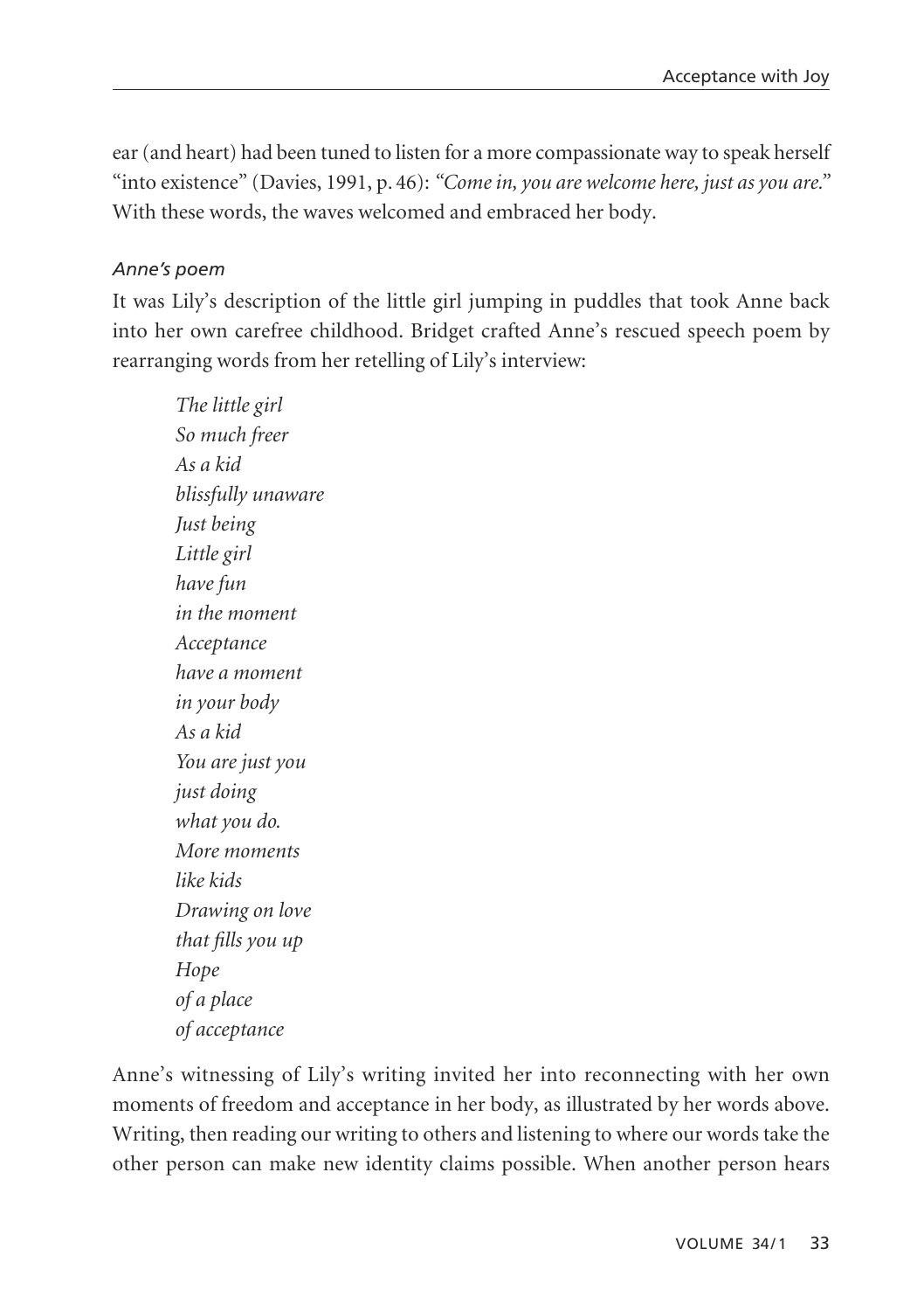ear (and heart) had been tuned to listen for a more compassionate way to speak herself "into existence" (Davies, 1991, p. 46): *"Come in, you are welcome here, just as you are."* With these words, the waves welcomed and embraced her body.

### *Anne's poem*

It was Lily's description of the little girl jumping in puddles that took Anne back into her own carefree childhood. Bridget crafted Anne's rescued speech poem by rearranging words from her retelling of Lily's interview:

> *The little girl*
> *So much freer*
> *As a kid*
> *blissfully unaware*
> *Just being*
> *Little girl*
> *have fun*
> *in the moment*
> *Acceptance*
> *have a moment*
> *in your body*
> *As a kid*
> *You are just you*
> *just doing*
> *what you do.*
> *More moments*
> *like kids*
> *Drawing on love*
> *that fills you up*
> *Hope*
> *of a place*
> *of acceptance*

Anne's witnessing of Lily's writing invited her into reconnecting with her own moments of freedom and acceptance in her body, as illustrated by her words above. Writing, then reading our writing to others and listening to where our words take the other person can make new identity claims possible. When another person hears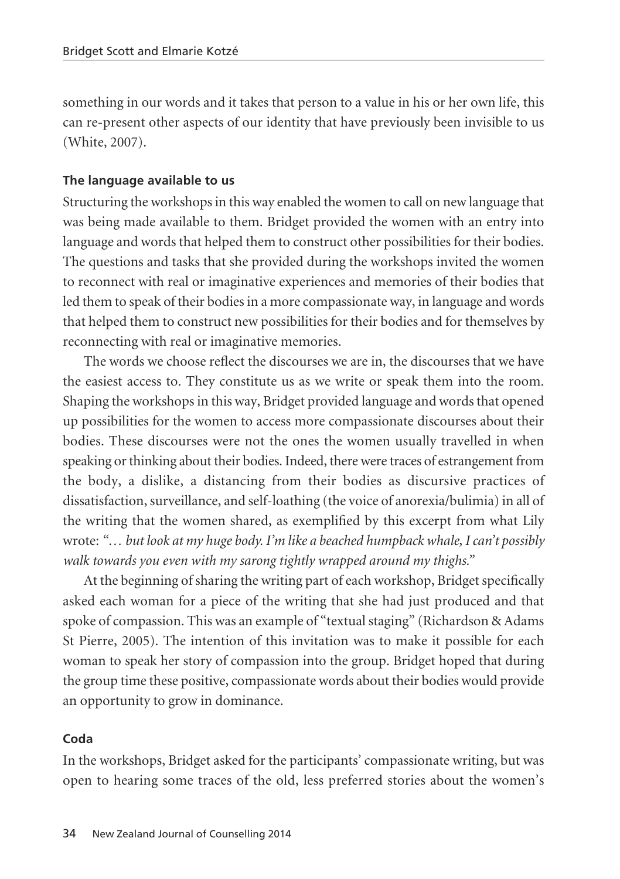something in our words and it takes that person to a value in his or her own life, this can re-present other aspects of our identity that have previously been invisible to us (White, 2007).

### The language available to us

Structuring the workshops in this way enabled the women to call on new language that was being made available to them. Bridget provided the women with an entry into language and words that helped them to construct other possibilities for their bodies. The questions and tasks that she provided during the workshops invited the women to reconnect with real or imaginative experiences and memories of their bodies that led them to speak of their bodies in a more compassionate way, in language and words that helped them to construct new possibilities for their bodies and for themselves by reconnecting with real or imaginative memories.

The words we choose reflect the discourses we are in, the discourses that we have the easiest access to. They constitute us as we write or speak them into the room. Shaping the workshops in this way, Bridget provided language and words that opened up possibilities for the women to access more compassionate discourses about their bodies. These discourses were not the ones the women usually travelled in when speaking or thinking about their bodies. Indeed, there were traces of estrangement from the body, a dislike, a distancing from their bodies as discursive practices of dissatisfaction, surveillance, and self-loathing (the voice of anorexia/bulimia) in all of the writing that the women shared, as exemplified by this excerpt from what Lily wrote: *"… but look at my huge body. I'm like a beached humpback whale, I can't possibly walk towards you even with my sarong tightly wrapped around my thighs."*

At the beginning of sharing the writing part of each workshop, Bridget specifically asked each woman for a piece of the writing that she had just produced and that spoke of compassion. This was an example of "textual staging" (Richardson & Adams St Pierre, 2005). The intention of this invitation was to make it possible for each woman to speak her story of compassion into the group. Bridget hoped that during the group time these positive, compassionate words about their bodies would provide an opportunity to grow in dominance.

### Coda

In the workshops, Bridget asked for the participants' compassionate writing, but was open to hearing some traces of the old, less preferred stories about the women's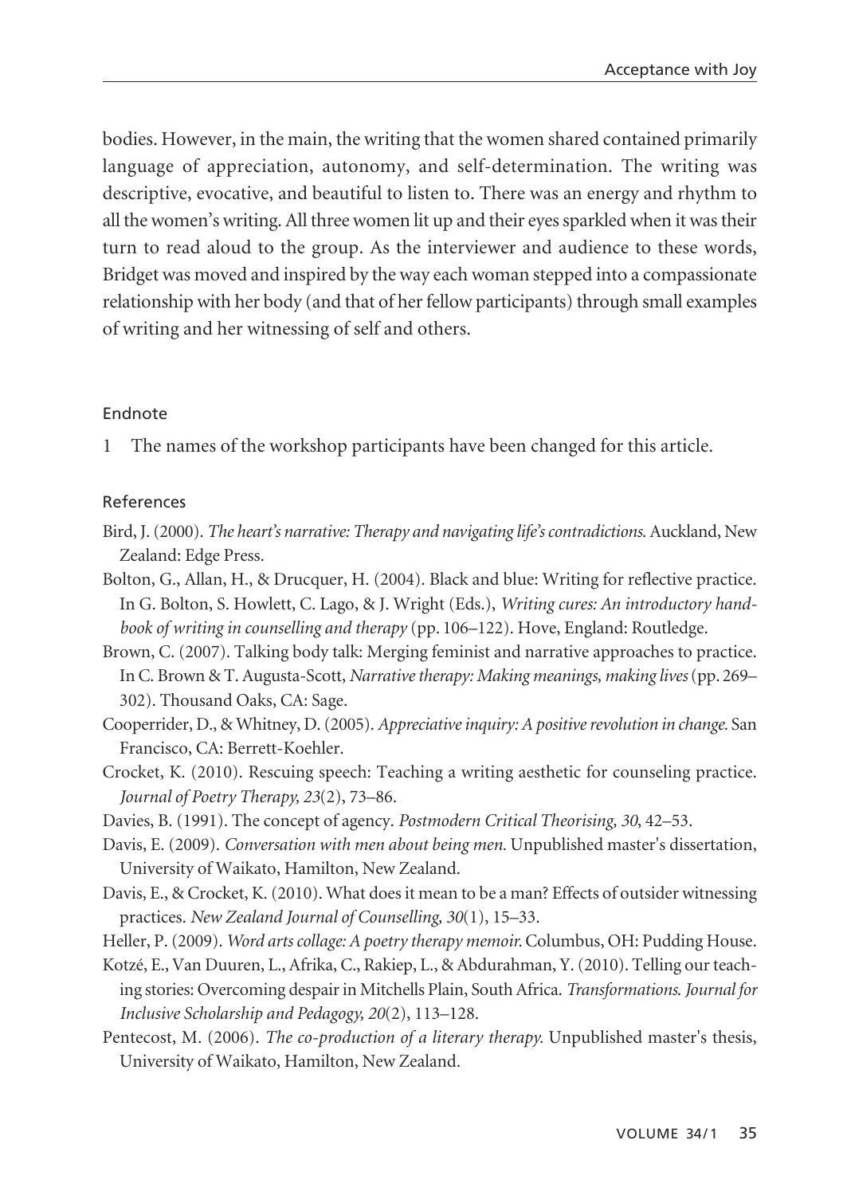bodies. However, in the main, the writing that the women shared contained primarily language of appreciation, autonomy, and self-determination. The writing was descriptive, evocative, and beautiful to listen to. There was an energy and rhythm to all the women's writing. All three women lit up and their eyes sparkled when it was their turn to read aloud to the group. As the interviewer and audience to these words, Bridget was moved and inspired by the way each woman stepped into a compassionate relationship with her body (and that of her fellow participants) through small examples of writing and her witnessing of self and others.

## Endnote

1 The names of the workshop participants have been changed for this article.

## References

Bird, J. (2000). *The heart's narrative: Therapy and navigating life's contradictions.* Auckland, New Zealand: Edge Press.

Bolton, G., Allan, H., & Drucquer, H. (2004). Black and blue: Writing for reflective practice. In G. Bolton, S. Howlett, C. Lago, & J. Wright (Eds.), *Writing cures: An introductory handbook of writing in counselling and therapy* (pp. 106–122). Hove, England: Routledge.

Brown, C. (2007). Talking body talk: Merging feminist and narrative approaches to practice. In C. Brown & T. Augusta-Scott, *Narrative therapy: Making meanings, making lives* (pp. 269–302). Thousand Oaks, CA: Sage.

Cooperrider, D., & Whitney, D. (2005). *Appreciative inquiry: A positive revolution in change.* San Francisco, CA: Berrett-Koehler.

Crocket, K. (2010). Rescuing speech: Teaching a writing aesthetic for counseling practice. *Journal of Poetry Therapy, 23*(2), 73–86.

Davies, B. (1991). The concept of agency. *Postmodern Critical Theorising, 30*, 42–53.

Davis, E. (2009). *Conversation with men about being men.* Unpublished master's dissertation, University of Waikato, Hamilton, New Zealand.

Davis, E., & Crocket, K. (2010). What does it mean to be a man? Effects of outsider witnessing practices. *New Zealand Journal of Counselling, 30*(1), 15–33.

Heller, P. (2009). *Word arts collage: A poetry therapy memoir.* Columbus, OH: Pudding House.

Kotzé, E., Van Duuren, L., Afrika, C., Rakiep, L., & Abdurahman, Y. (2010). Telling our teaching stories: Overcoming despair in Mitchells Plain, South Africa. *Transformations. Journal for Inclusive Scholarship and Pedagogy, 20*(2), 113–128.

Pentecost, M. (2006). *The co-production of a literary therapy.* Unpublished master's thesis, University of Waikato, Hamilton, New Zealand.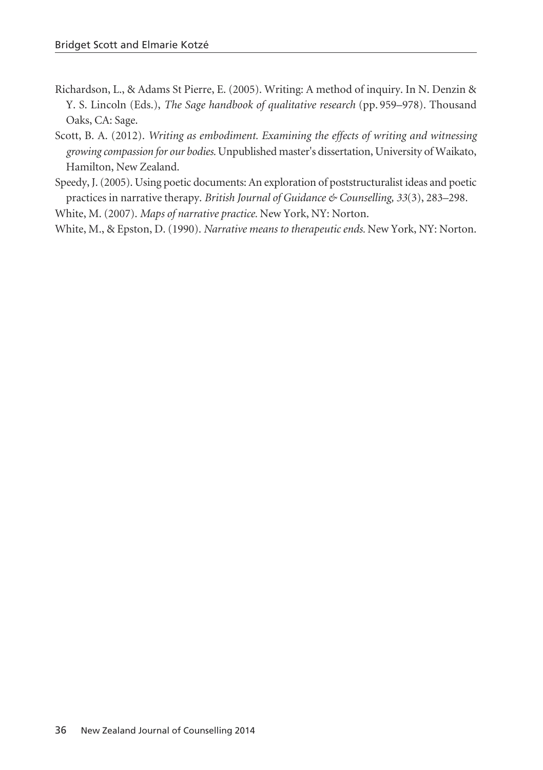Richardson, L., & Adams St Pierre, E. (2005). Writing: A method of inquiry. In N. Denzin & Y. S. Lincoln (Eds.), *The Sage handbook of qualitative research* (pp. 959–978). Thousand Oaks, CA: Sage.

Scott, B. A. (2012). *Writing as embodiment. Examining the effects of writing and witnessing growing compassion for our bodies.* Unpublished master's dissertation, University of Waikato, Hamilton, New Zealand.

Speedy, J. (2005). Using poetic documents: An exploration of poststructuralist ideas and poetic practices in narrative therapy. *British Journal of Guidance & Counselling, 33*(3), 283–298.

White, M. (2007). *Maps of narrative practice.* New York, NY: Norton.

White, M., & Epston, D. (1990). *Narrative means to therapeutic ends.* New York, NY: Norton.